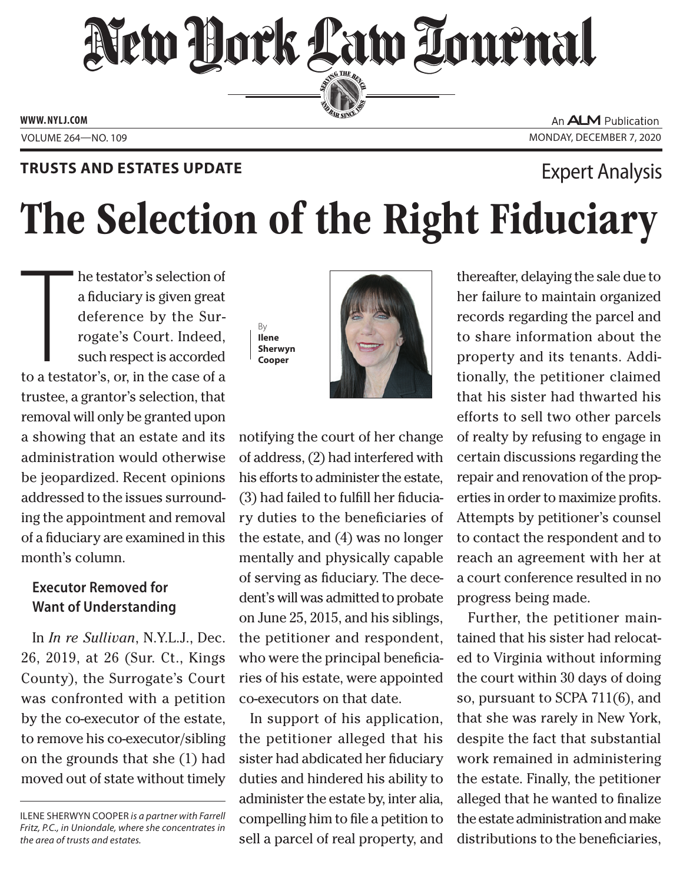**TRUSTS AND ESTATES UPDATE**

Expert Analysis

# The Selection of the Right Fiduciary

By **Ilene Sherwyn Cooper**

The testator's selection of a fiduciary is given great deference by the Surrogate's Court. Indeed, such respect is accorded to a testator's, or, in the case of a trustee, a grantor's selection, that removal will only be granted upon a showing that an estate and its administration would otherwise be jeopardized. Recent opinions addressed to the issues surrounding the appointment and removal of a fiduciary are examined in this month's column.

### Executor Removed for Want of Understanding

In *In re Sullivan*, N.Y.L.J., Dec. 26, 2019, at 26 (Sur. Ct., Kings County), the Surrogate's Court was confronted with a petition by the co-executor of the estate, to remove his co-executor/sibling on the grounds that she (1) had moved out of state without timely notifying the court of her change of address, (2) had interfered with his efforts to administer the estate, (3) had failed to fulfill her fiduciary duties to the beneficiaries of the estate, and (4) was no longer mentally and physically capable of serving as fiduciary. The decedent's will was admitted to probate on June 25, 2015, and his siblings, the petitioner and respondent, who were the principal beneficiaries of his estate, were appointed co-executors on that date.

In support of his application, the petitioner alleged that his sister had abdicated her fiduciary duties and hindered his ability to administer the estate by, inter alia, compelling him to file a petition to sell a parcel of real property, and thereafter, delaying the sale due to her failure to maintain organized records regarding the parcel and to share information about the property and its tenants. Additionally, the petitioner claimed that his sister had thwarted his efforts to sell two other parcels of realty by refusing to engage in certain discussions regarding the repair and renovation of the properties in order to maximize profits. Attempts by petitioner's counsel to contact the respondent and to reach an agreement with her at a court conference resulted in no progress being made.

Further, the petitioner maintained that his sister had relocated to Virginia without informing the court within 30 days of doing so, pursuant to SCPA 711(6), and that she was rarely in New York, despite the fact that substantial work remained in administering the estate. Finally, the petitioner alleged that he wanted to finalize the estate administration and make distributions to the beneficiaries,

---

ILENE SHERWYN COOPER *is a partner with Farrell Fritz, P.C., in Uniondale, where she concentrates in the area of trusts and estates.*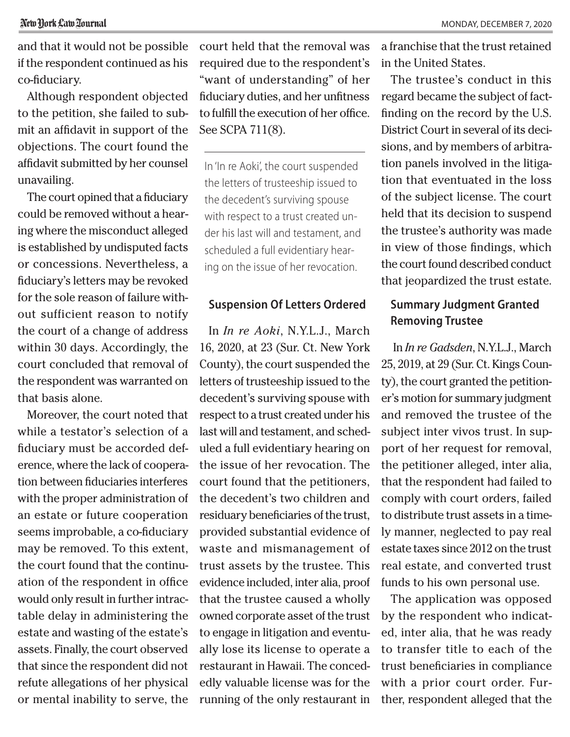and that it would not be possible if the respondent continued as his co-fiduciary.

Although respondent objected to the petition, she failed to submit an affidavit in support of the objections. The court found the affidavit submitted by her counsel unavailing.

The court opined that a fiduciary could be removed without a hearing where the misconduct alleged is established by undisputed facts or concessions. Nevertheless, a fiduciary's letters may be revoked for the sole reason of failure without sufficient reason to notify the court of a change of address within 30 days. Accordingly, the court concluded that removal of the respondent was warranted on that basis alone.

Moreover, the court noted that while a testator's selection of a fiduciary must be accorded deference, where the lack of cooperation between fiduciaries interferes with the proper administration of an estate or future cooperation seems improbable, a co-fiduciary may be removed. To this extent, the court found that the continuation of the respondent in office would only result in further intractable delay in administering the estate and wasting of the estate's assets. Finally, the court observed that since the respondent did not refute allegations of her physical or mental inability to serve, the court held that the removal was required due to the respondent's "want of understanding" of her fiduciary duties, and her unfitness to fulfill the execution of her office. See SCPA 711(8).

> In 'In re Aoki', the court suspended the letters of trusteeship issued to the decedent's surviving spouse with respect to a trust created under his last will and testament, and scheduled a full evidentiary hearing on the issue of her revocation.

### Suspension Of Letters Ordered

In *In re Aoki*, N.Y.L.J., March 16, 2020, at 23 (Sur. Ct. New York County), the court suspended the letters of trusteeship issued to the decedent's surviving spouse with respect to a trust created under his last will and testament, and scheduled a full evidentiary hearing on the issue of her revocation. The court found that the petitioners, the decedent's two children and residuary beneficiaries of the trust, provided substantial evidence of waste and mismanagement of trust assets by the trustee. This evidence included, inter alia, proof that the trustee caused a wholly owned corporate asset of the trust to engage in litigation and eventually lose its license to operate a restaurant in Hawaii. The concededly valuable license was for the running of the only restaurant in a franchise that the trust retained in the United States.

The trustee's conduct in this regard became the subject of fact-finding on the record by the U.S. District Court in several of its decisions, and by members of arbitration panels involved in the litigation that eventuated in the loss of the subject license. The court held that its decision to suspend the trustee's authority was made in view of those findings, which the court found described conduct that jeopardized the trust estate.

### Summary Judgment Granted Removing Trustee

In *In re Gadsden*, N.Y.L.J., March 25, 2019, at 29 (Sur. Ct. Kings County), the court granted the petitioner's motion for summary judgment and removed the trustee of the subject inter vivos trust. In support of her request for removal, the petitioner alleged, inter alia, that the respondent had failed to comply with court orders, failed to distribute trust assets in a timely manner, neglected to pay real estate taxes since 2012 on the trust real estate, and converted trust funds to his own personal use.

The application was opposed by the respondent who indicated, inter alia, that he was ready to transfer title to each of the trust beneficiaries in compliance with a prior court order. Further, respondent alleged that the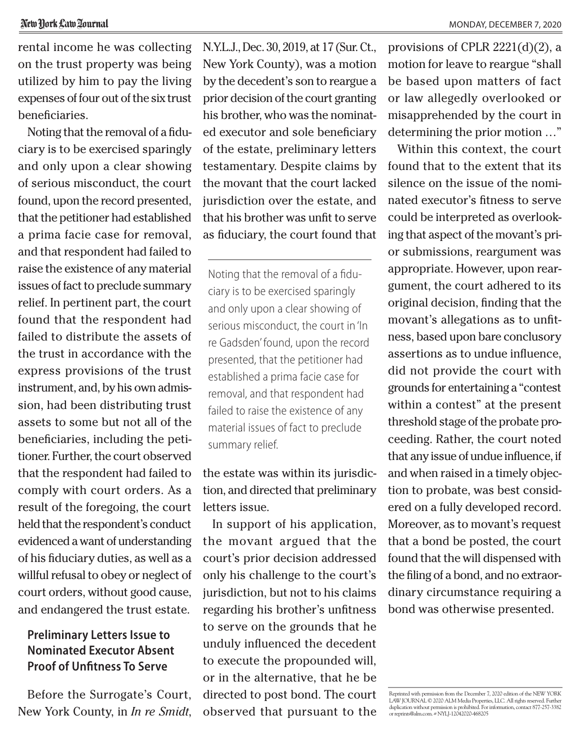rental income he was collecting on the trust property was being utilized by him to pay the living expenses of four out of the six trust beneficiaries.

Noting that the removal of a fiduciary is to be exercised sparingly and only upon a clear showing of serious misconduct, the court found, upon the record presented, that the petitioner had established a prima facie case for removal, and that respondent had failed to raise the existence of any material issues of fact to preclude summary relief. In pertinent part, the court found that the respondent had failed to distribute the assets of the trust in accordance with the express provisions of the trust instrument, and, by his own admission, had been distributing trust assets to some but not all of the beneficiaries, including the petitioner. Further, the court observed that the respondent had failed to comply with court orders. As a result of the foregoing, the court held that the respondent's conduct evidenced a want of understanding of his fiduciary duties, as well as a willful refusal to obey or neglect of court orders, without good cause, and endangered the trust estate.

### Preliminary Letters Issue to Nominated Executor Absent Proof of Unfitness To Serve

Before the Surrogate's Court, New York County, in *In re Smidt*, N.Y.L.J., Dec. 30, 2019, at 17 (Sur. Ct., New York County), was a motion by the decedent's son to reargue a prior decision of the court granting his brother, who was the nominated executor and sole beneficiary of the estate, preliminary letters testamentary. Despite claims by the movant that the court lacked jurisdiction over the estate, and that his brother was unfit to serve as fiduciary, the court found that the estate was within its jurisdiction, and directed that preliminary letters issue.

> Noting that the removal of a fiduciary is to be exercised sparingly and only upon a clear showing of serious misconduct, the court in 'In re Gadsden' found, upon the record presented, that the petitioner had established a prima facie case for removal, and that respondent had failed to raise the existence of any material issues of fact to preclude summary relief.

In support of his application, the movant argued that the court's prior decision addressed only his challenge to the court's jurisdiction, but not to his claims regarding his brother's unfitness to serve on the grounds that he unduly influenced the decedent to execute the propounded will, or in the alternative, that he be directed to post bond. The court observed that pursuant to the provisions of CPLR 2221(d)(2), a motion for leave to reargue "shall be based upon matters of fact or law allegedly overlooked or misapprehended by the court in determining the prior motion ..."

Within this context, the court found that to the extent that its silence on the issue of the nominated executor's fitness to serve could be interpreted as overlooking that aspect of the movant's prior submissions, reargument was appropriate. However, upon reargument, the court adhered to its original decision, finding that the movant's allegations as to unfitness, based upon bare conclusory assertions as to undue influence, did not provide the court with grounds for entertaining a "contest within a contest" at the present threshold stage of the probate proceeding. Rather, the court noted that any issue of undue influence, if and when raised in a timely objection to probate, was best considered on a fully developed record. Moreover, as to movant's request that a bond be posted, the court found that the will dispensed with the filing of a bond, and no extraordinary circumstance requiring a bond was otherwise presented.

Reprinted with permission from the December 7, 2020 edition of the NEW YORK LAW JOURNAL © 2020 ALM Media Properties, LLC. All rights reserved. Further duplication without permission is prohibited. For information, contact 877-257-3382 or reprints@alm.com. # NYLJ-12042020-468205